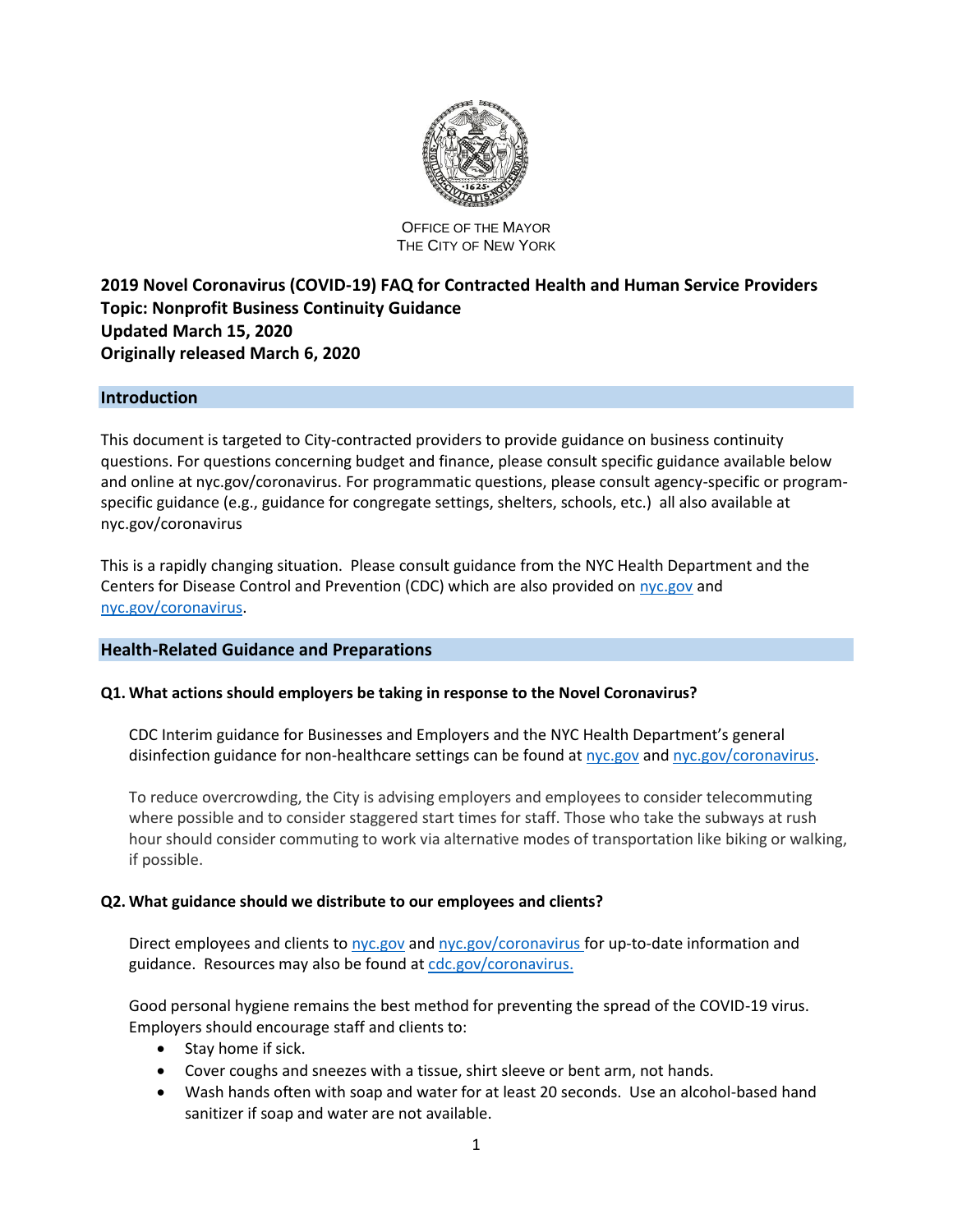Office of the Mayor
The City of New York

**2019 Novel Coronavirus (COVID-19) FAQ for Contracted Health and Human Service Providers**
**Topic: Nonprofit Business Continuity Guidance**
**Updated March 15, 2020**
**Originally released March 6, 2020**

## Introduction

This document is targeted to City-contracted providers to provide guidance on business continuity questions. For questions concerning budget and finance, please consult specific guidance available below and online at nyc.gov/coronavirus. For programmatic questions, please consult agency-specific or program-specific guidance (e.g., guidance for congregate settings, shelters, schools, etc.) all also available at nyc.gov/coronavirus

This is a rapidly changing situation. Please consult guidance from the NYC Health Department and the Centers for Disease Control and Prevention (CDC) which are also provided on nyc.gov and nyc.gov/coronavirus.

## Health-Related Guidance and Preparations

### Q1. What actions should employers be taking in response to the Novel Coronavirus?

CDC Interim guidance for Businesses and Employers and the NYC Health Department's general disinfection guidance for non-healthcare settings can be found at nyc.gov and nyc.gov/coronavirus.

To reduce overcrowding, the City is advising employers and employees to consider telecommuting where possible and to consider staggered start times for staff. Those who take the subways at rush hour should consider commuting to work via alternative modes of transportation like biking or walking, if possible.

### Q2. What guidance should we distribute to our employees and clients?

Direct employees and clients to nyc.gov and nyc.gov/coronavirus for up-to-date information and guidance. Resources may also be found at cdc.gov/coronavirus.

Good personal hygiene remains the best method for preventing the spread of the COVID-19 virus. Employers should encourage staff and clients to:

- Stay home if sick.
- Cover coughs and sneezes with a tissue, shirt sleeve or bent arm, not hands.
- Wash hands often with soap and water for at least 20 seconds. Use an alcohol-based hand sanitizer if soap and water are not available.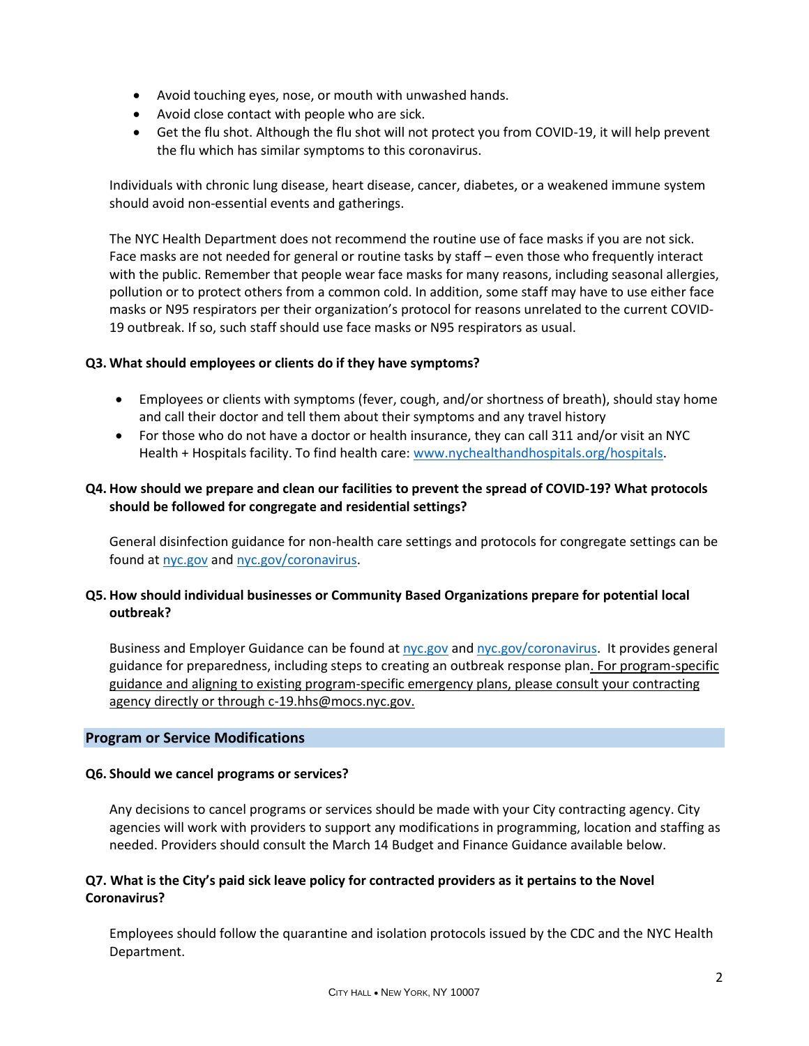- Avoid touching eyes, nose, or mouth with unwashed hands.
- Avoid close contact with people who are sick.
- Get the flu shot. Although the flu shot will not protect you from COVID-19, it will help prevent the flu which has similar symptoms to this coronavirus.

Individuals with chronic lung disease, heart disease, cancer, diabetes, or a weakened immune system should avoid non-essential events and gatherings.

The NYC Health Department does not recommend the routine use of face masks if you are not sick. Face masks are not needed for general or routine tasks by staff – even those who frequently interact with the public. Remember that people wear face masks for many reasons, including seasonal allergies, pollution or to protect others from a common cold. In addition, some staff may have to use either face masks or N95 respirators per their organization's protocol for reasons unrelated to the current COVID-19 outbreak. If so, such staff should use face masks or N95 respirators as usual.

**Q3. What should employees or clients do if they have symptoms?**

- Employees or clients with symptoms (fever, cough, and/or shortness of breath), should stay home and call their doctor and tell them about their symptoms and any travel history
- For those who do not have a doctor or health insurance, they can call 311 and/or visit an NYC Health + Hospitals facility. To find health care: [www.nychealthandhospitals.org/hospitals](www.nychealthandhospitals.org/hospitals).

**Q4. How should we prepare and clean our facilities to prevent the spread of COVID-19? What protocols should be followed for congregate and residential settings?**

General disinfection guidance for non-health care settings and protocols for congregate settings can be found at [nyc.gov](nyc.gov) and [nyc.gov/coronavirus](nyc.gov/coronavirus).

**Q5. How should individual businesses or Community Based Organizations prepare for potential local outbreak?**

Business and Employer Guidance can be found at [nyc.gov](nyc.gov) and [nyc.gov/coronavirus](nyc.gov/coronavirus). It provides general guidance for preparedness, including steps to creating an outbreak response plan. <u>For program-specific guidance and aligning to existing program-specific emergency plans, please consult your contracting agency directly or through c-19.hhs@mocs.nyc.gov.</u>

## Program or Service Modifications

**Q6. Should we cancel programs or services?**

Any decisions to cancel programs or services should be made with your City contracting agency. City agencies will work with providers to support any modifications in programming, location and staffing as needed. Providers should consult the March 14 Budget and Finance Guidance available below.

**Q7. What is the City's paid sick leave policy for contracted providers as it pertains to the Novel Coronavirus?**

Employees should follow the quarantine and isolation protocols issued by the CDC and the NYC Health Department.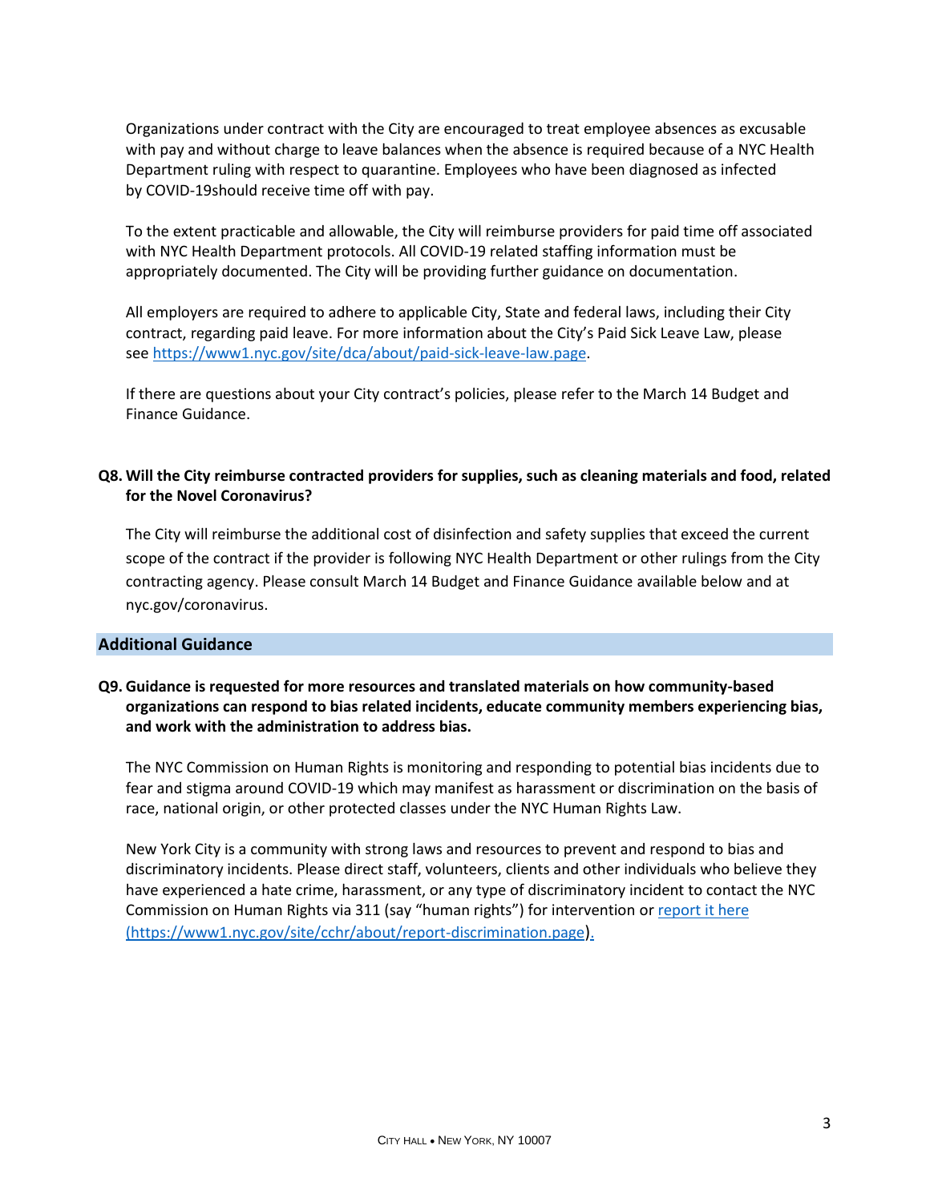Organizations under contract with the City are encouraged to treat employee absences as excusable with pay and without charge to leave balances when the absence is required because of a NYC Health Department ruling with respect to quarantine. Employees who have been diagnosed as infected by COVID-19should receive time off with pay.

To the extent practicable and allowable, the City will reimburse providers for paid time off associated with NYC Health Department protocols. All COVID-19 related staffing information must be appropriately documented. The City will be providing further guidance on documentation.

All employers are required to adhere to applicable City, State and federal laws, including their City contract, regarding paid leave. For more information about the City's Paid Sick Leave Law, please see https://www1.nyc.gov/site/dca/about/paid-sick-leave-law.page.

If there are questions about your City contract's policies, please refer to the March 14 Budget and Finance Guidance.

**Q8. Will the City reimburse contracted providers for supplies, such as cleaning materials and food, related for the Novel Coronavirus?**

The City will reimburse the additional cost of disinfection and safety supplies that exceed the current scope of the contract if the provider is following NYC Health Department or other rulings from the City contracting agency. Please consult March 14 Budget and Finance Guidance available below and at nyc.gov/coronavirus.

## Additional Guidance

**Q9. Guidance is requested for more resources and translated materials on how community-based organizations can respond to bias related incidents, educate community members experiencing bias, and work with the administration to address bias.**

The NYC Commission on Human Rights is monitoring and responding to potential bias incidents due to fear and stigma around COVID-19 which may manifest as harassment or discrimination on the basis of race, national origin, or other protected classes under the NYC Human Rights Law.

New York City is a community with strong laws and resources to prevent and respond to bias and discriminatory incidents. Please direct staff, volunteers, clients and other individuals who believe they have experienced a hate crime, harassment, or any type of discriminatory incident to contact the NYC Commission on Human Rights via 311 (say "human rights") for intervention or [report it here (https://www1.nyc.gov/site/cchr/about/report-discrimination.page)](https://www1.nyc.gov/site/cchr/about/report-discrimination.page).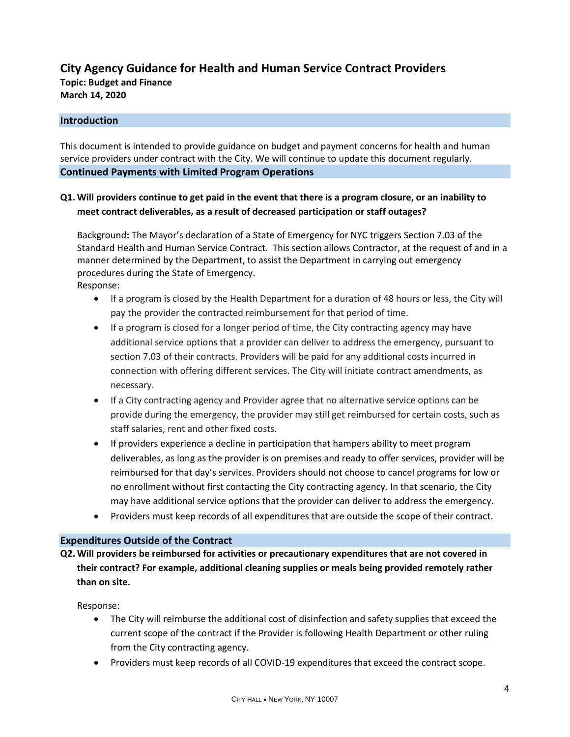# City Agency Guidance for Health and Human Service Contract Providers

**Topic: Budget and Finance**
**March 14, 2020**

## Introduction

This document is intended to provide guidance on budget and payment concerns for health and human service providers under contract with the City. We will continue to update this document regularly.

## Continued Payments with Limited Program Operations

**Q1. Will providers continue to get paid in the event that there is a program closure, or an inability to meet contract deliverables, as a result of decreased participation or staff outages?**

Background**:** The Mayor's declaration of a State of Emergency for NYC triggers Section 7.03 of the Standard Health and Human Service Contract. This section allows Contractor, at the request of and in a manner determined by the Department, to assist the Department in carrying out emergency procedures during the State of Emergency.

Response:

- If a program is closed by the Health Department for a duration of 48 hours or less, the City will pay the provider the contracted reimbursement for that period of time.
- If a program is closed for a longer period of time, the City contracting agency may have additional service options that a provider can deliver to address the emergency, pursuant to section 7.03 of their contracts. Providers will be paid for any additional costs incurred in connection with offering different services. The City will initiate contract amendments, as necessary.
- If a City contracting agency and Provider agree that no alternative service options can be provide during the emergency, the provider may still get reimbursed for certain costs, such as staff salaries, rent and other fixed costs.
- If providers experience a decline in participation that hampers ability to meet program deliverables, as long as the provider is on premises and ready to offer services, provider will be reimbursed for that day's services. Providers should not choose to cancel programs for low or no enrollment without first contacting the City contracting agency. In that scenario, the City may have additional service options that the provider can deliver to address the emergency.
- Providers must keep records of all expenditures that are outside the scope of their contract.

## Expenditures Outside of the Contract

**Q2. Will providers be reimbursed for activities or precautionary expenditures that are not covered in their contract? For example, additional cleaning supplies or meals being provided remotely rather than on site.**

Response:

- The City will reimburse the additional cost of disinfection and safety supplies that exceed the current scope of the contract if the Provider is following Health Department or other ruling from the City contracting agency.
- Providers must keep records of all COVID-19 expenditures that exceed the contract scope.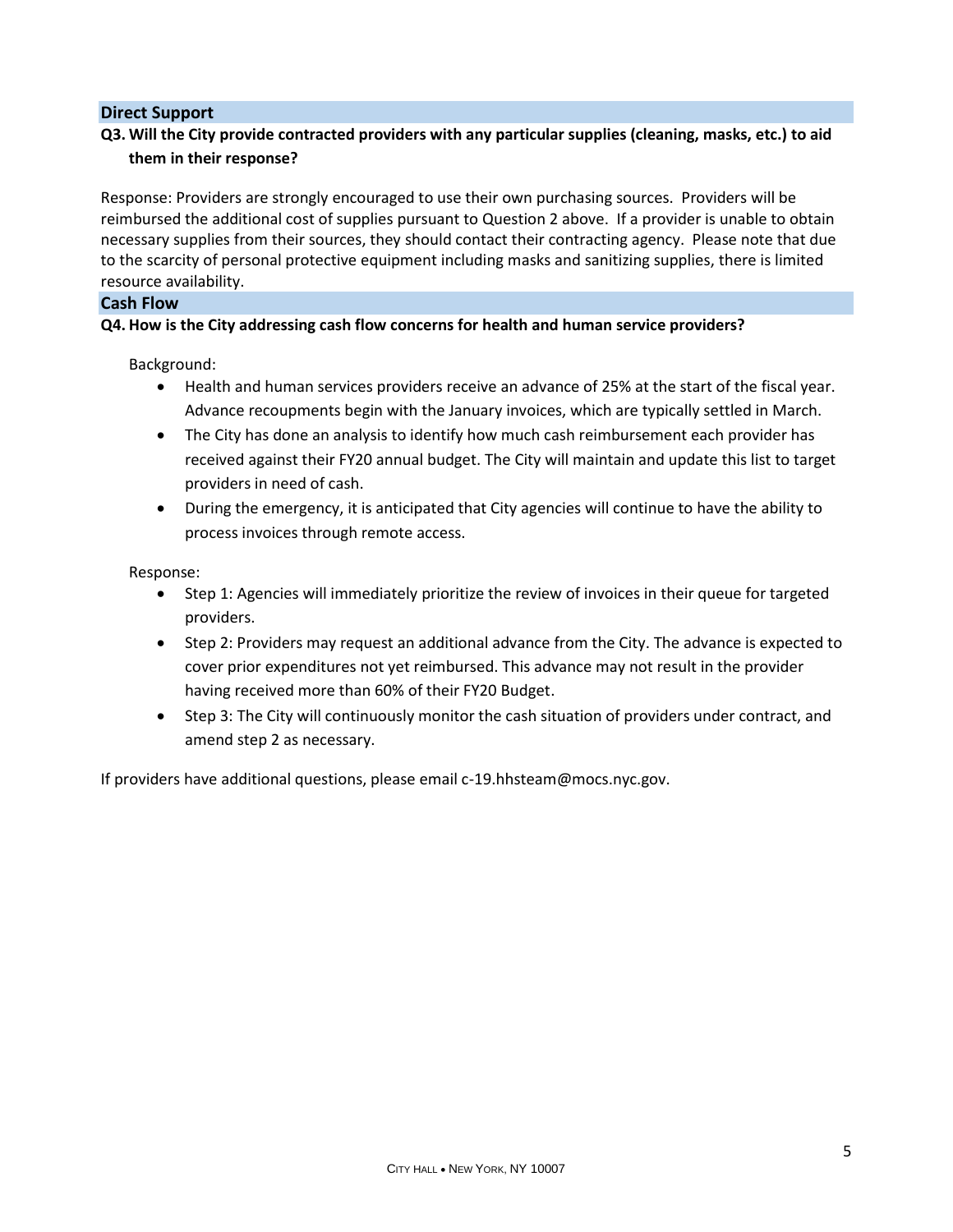## Direct Support

**Q3. Will the City provide contracted providers with any particular supplies (cleaning, masks, etc.) to aid them in their response?**

Response: Providers are strongly encouraged to use their own purchasing sources. Providers will be reimbursed the additional cost of supplies pursuant to Question 2 above. If a provider is unable to obtain necessary supplies from their sources, they should contact their contracting agency. Please note that due to the scarcity of personal protective equipment including masks and sanitizing supplies, there is limited resource availability.

## Cash Flow

**Q4. How is the City addressing cash flow concerns for health and human service providers?**

Background:

- Health and human services providers receive an advance of 25% at the start of the fiscal year. Advance recoupments begin with the January invoices, which are typically settled in March.
- The City has done an analysis to identify how much cash reimbursement each provider has received against their FY20 annual budget. The City will maintain and update this list to target providers in need of cash.
- During the emergency, it is anticipated that City agencies will continue to have the ability to process invoices through remote access.

Response:

- Step 1: Agencies will immediately prioritize the review of invoices in their queue for targeted providers.
- Step 2: Providers may request an additional advance from the City. The advance is expected to cover prior expenditures not yet reimbursed. This advance may not result in the provider having received more than 60% of their FY20 Budget.
- Step 3: The City will continuously monitor the cash situation of providers under contract, and amend step 2 as necessary.

If providers have additional questions, please email c-19.hhsteam@mocs.nyc.gov.